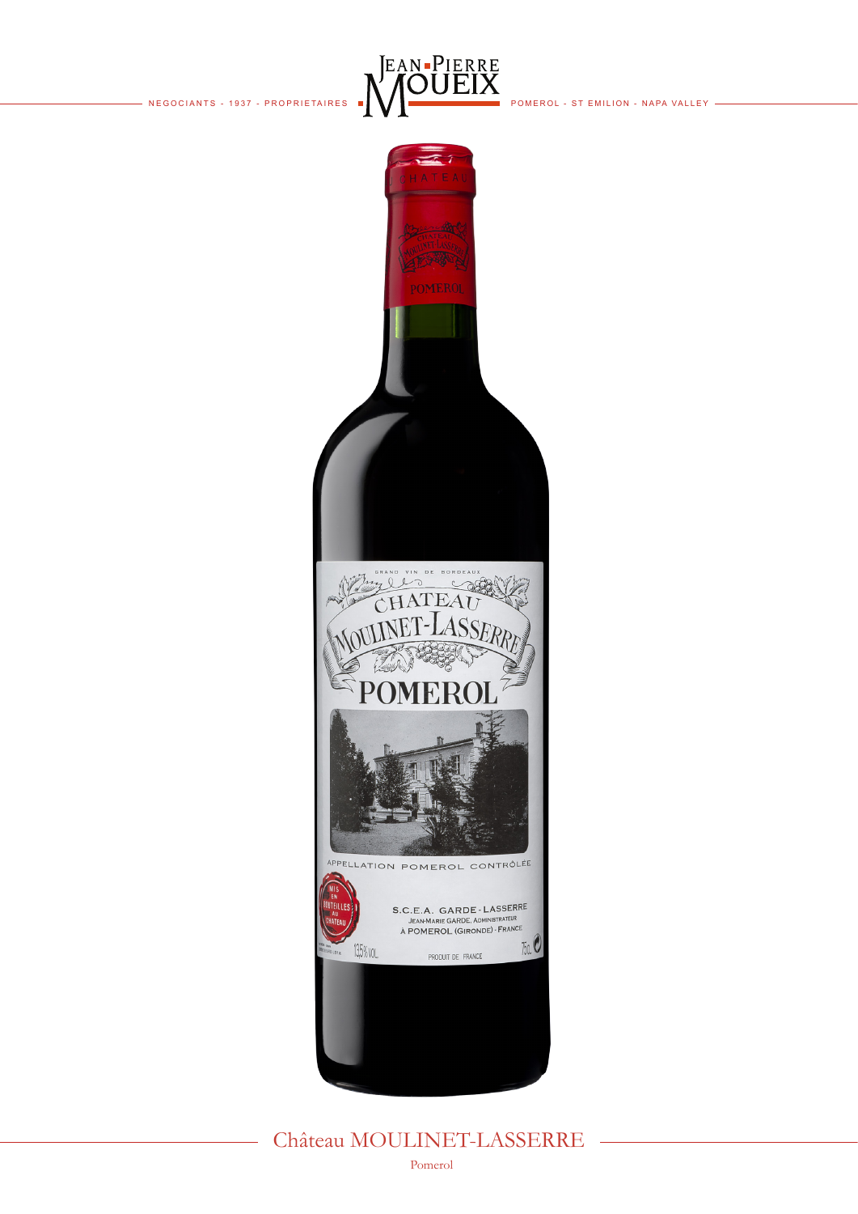JEAN-PIERRE MOUEIX

NEGOCIANTS - 1937 - PROPRIETAIRES

POMEROL - ST EMILION - NAPA VALLEY

# Château MOULINET-LASSERRE

Pomerol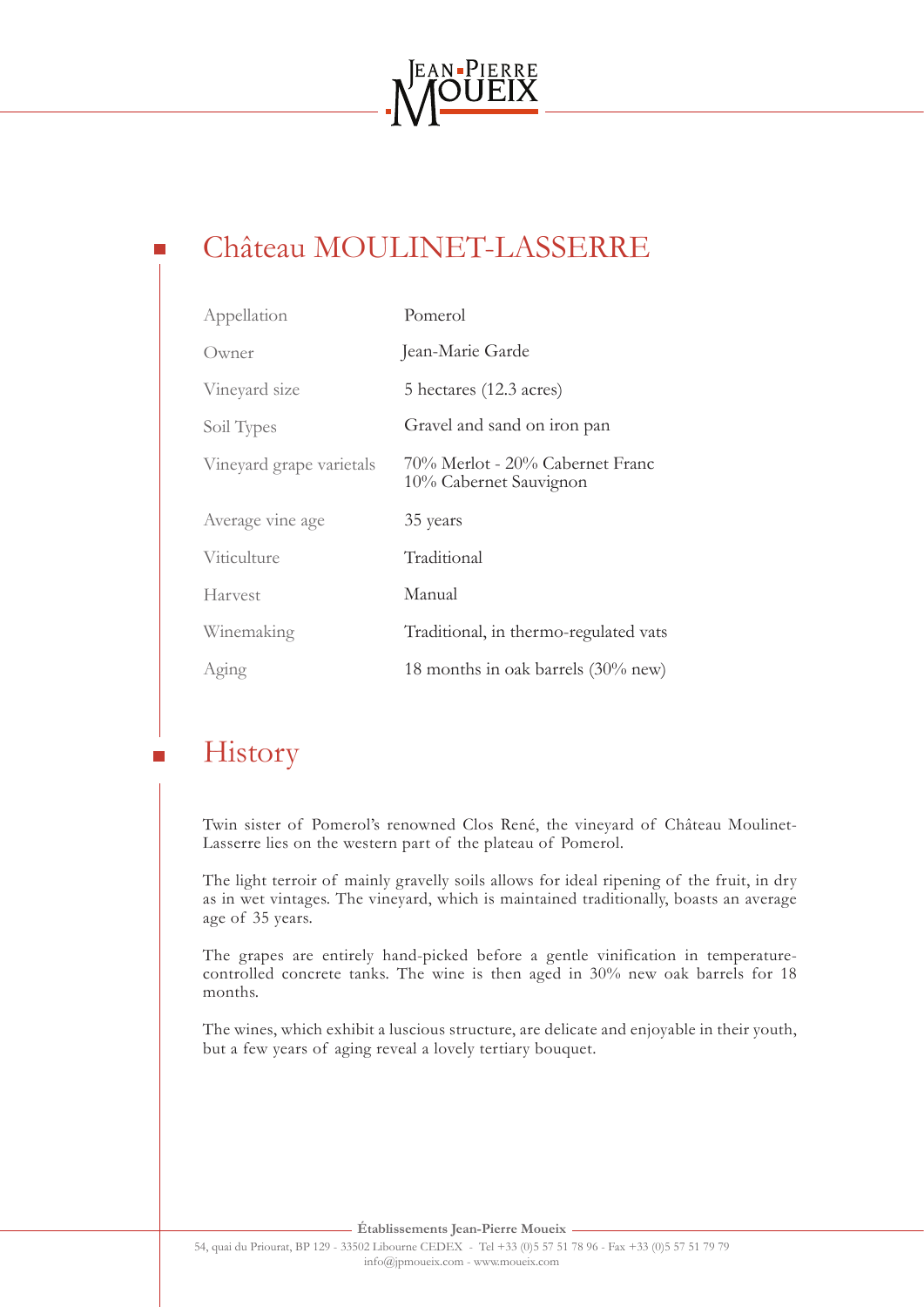# Château MOULINET-LASSERRE

| | |
|---|---|
| Appellation | Pomerol |
| Owner | Jean-Marie Garde |
| Vineyard size | 5 hectares (12.3 acres) |
| Soil Types | Gravel and sand on iron pan |
| Vineyard grape varietals | 70% Merlot - 20% Cabernet Franc 10% Cabernet Sauvignon |
| Average vine age | 35 years |
| Viticulture | Traditional |
| Harvest | Manual |
| Winemaking | Traditional, in thermo-regulated vats |
| Aging | 18 months in oak barrels (30% new) |

## History

Twin sister of Pomerol's renowned Clos René, the vineyard of Château Moulinet-Lasserre lies on the western part of the plateau of Pomerol.

The light terroir of mainly gravelly soils allows for ideal ripening of the fruit, in dry as in wet vintages. The vineyard, which is maintained traditionally, boasts an average age of 35 years.

The grapes are entirely hand-picked before a gentle vinification in temperature-controlled concrete tanks. The wine is then aged in 30% new oak barrels for 18 months.

The wines, which exhibit a luscious structure, are delicate and enjoyable in their youth, but a few years of aging reveal a lovely tertiary bouquet.

**Établissements Jean-Pierre Moueix**

54, quai du Priourat, BP 129 - 33502 Libourne CEDEX - Tel +33 (0)5 57 51 78 96 - Fax +33 (0)5 57 51 79 79
info@jpmoueix.com - www.moueix.com